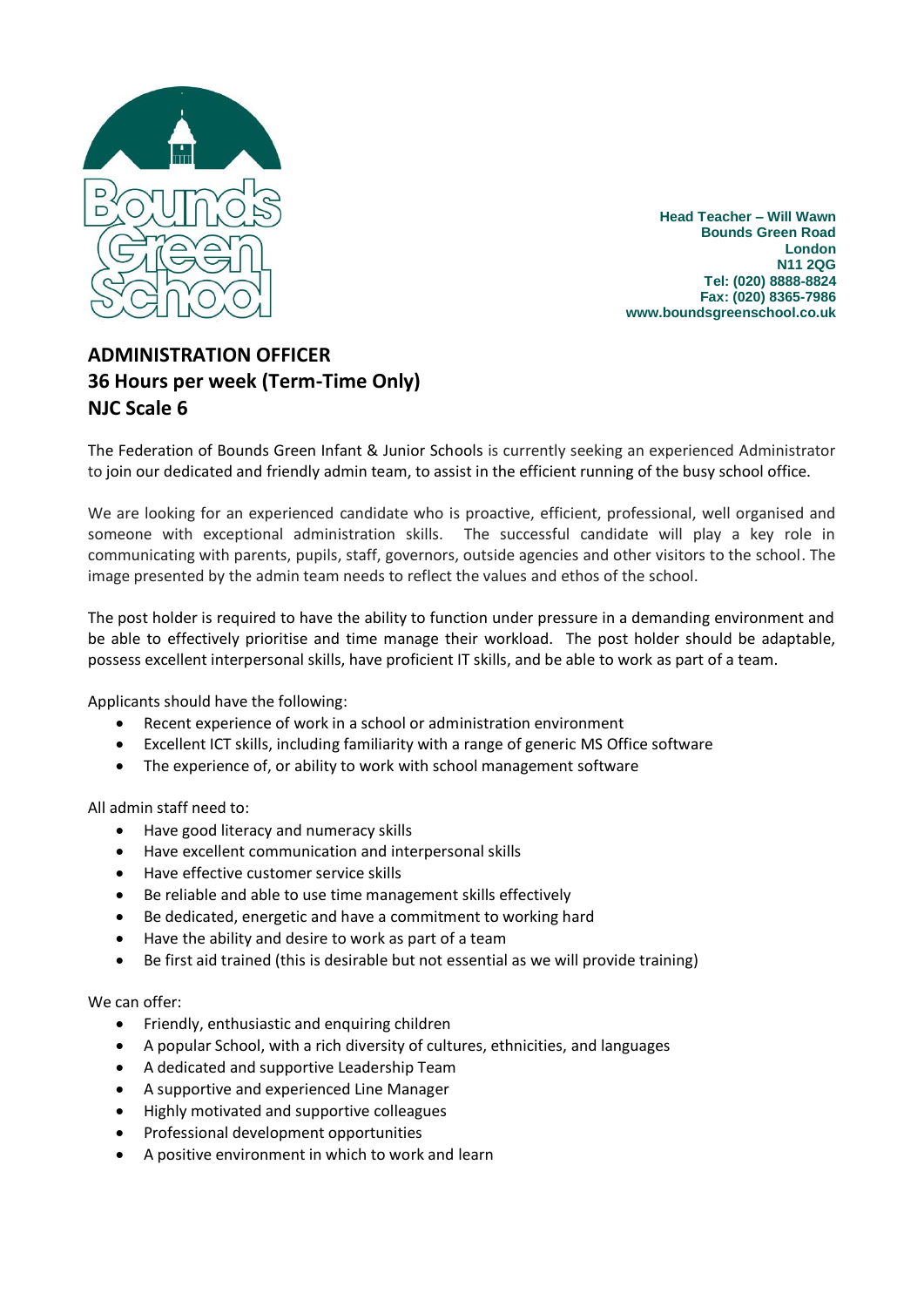Head Teacher – Will Wawn
Bounds Green Road
London
N11 2QG
Tel: (020) 8888-8824
Fax: (020) 8365-7986
www.boundsgreenschool.co.uk

# ADMINISTRATION OFFICER
## 36 Hours per week (Term-Time Only)
## NJC Scale 6

The Federation of Bounds Green Infant & Junior Schools is currently seeking an experienced Administrator to join our dedicated and friendly admin team, to assist in the efficient running of the busy school office.

We are looking for an experienced candidate who is proactive, efficient, professional, well organised and someone with exceptional administration skills. The successful candidate will play a key role in communicating with parents, pupils, staff, governors, outside agencies and other visitors to the school. The image presented by the admin team needs to reflect the values and ethos of the school.

The post holder is required to have the ability to function under pressure in a demanding environment and be able to effectively prioritise and time manage their workload. The post holder should be adaptable, possess excellent interpersonal skills, have proficient IT skills, and be able to work as part of a team.

Applicants should have the following:

- Recent experience of work in a school or administration environment
- Excellent ICT skills, including familiarity with a range of generic MS Office software
- The experience of, or ability to work with school management software

All admin staff need to:

- Have good literacy and numeracy skills
- Have excellent communication and interpersonal skills
- Have effective customer service skills
- Be reliable and able to use time management skills effectively
- Be dedicated, energetic and have a commitment to working hard
- Have the ability and desire to work as part of a team
- Be first aid trained (this is desirable but not essential as we will provide training)

We can offer:

- Friendly, enthusiastic and enquiring children
- A popular School, with a rich diversity of cultures, ethnicities, and languages
- A dedicated and supportive Leadership Team
- A supportive and experienced Line Manager
- Highly motivated and supportive colleagues
- Professional development opportunities
- A positive environment in which to work and learn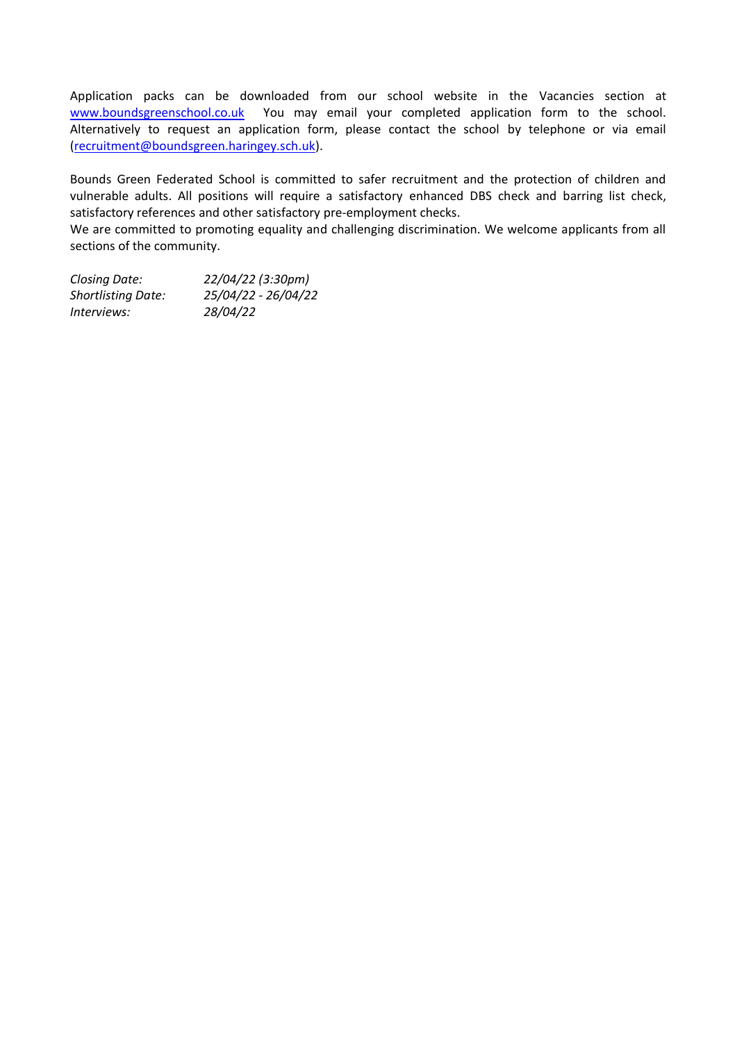Application packs can be downloaded from our school website in the Vacancies section at [www.boundsgreenschool.co.uk](http://www.boundsgreenschool.co.uk) You may email your completed application form to the school. Alternatively to request an application form, please contact the school by telephone or via email ([recruitment@boundsgreen.haringey.sch.uk](mailto:recruitment@boundsgreen.haringey.sch.uk)).

Bounds Green Federated School is committed to safer recruitment and the protection of children and vulnerable adults. All positions will require a satisfactory enhanced DBS check and barring list check, satisfactory references and other satisfactory pre-employment checks.
We are committed to promoting equality and challenging discrimination. We welcome applicants from all sections of the community.

| | |
|---|---|
| *Closing Date:* | *22/04/22 (3:30pm)* |
| *Shortlisting Date:* | *25/04/22 - 26/04/22* |
| *Interviews:* | *28/04/22* |